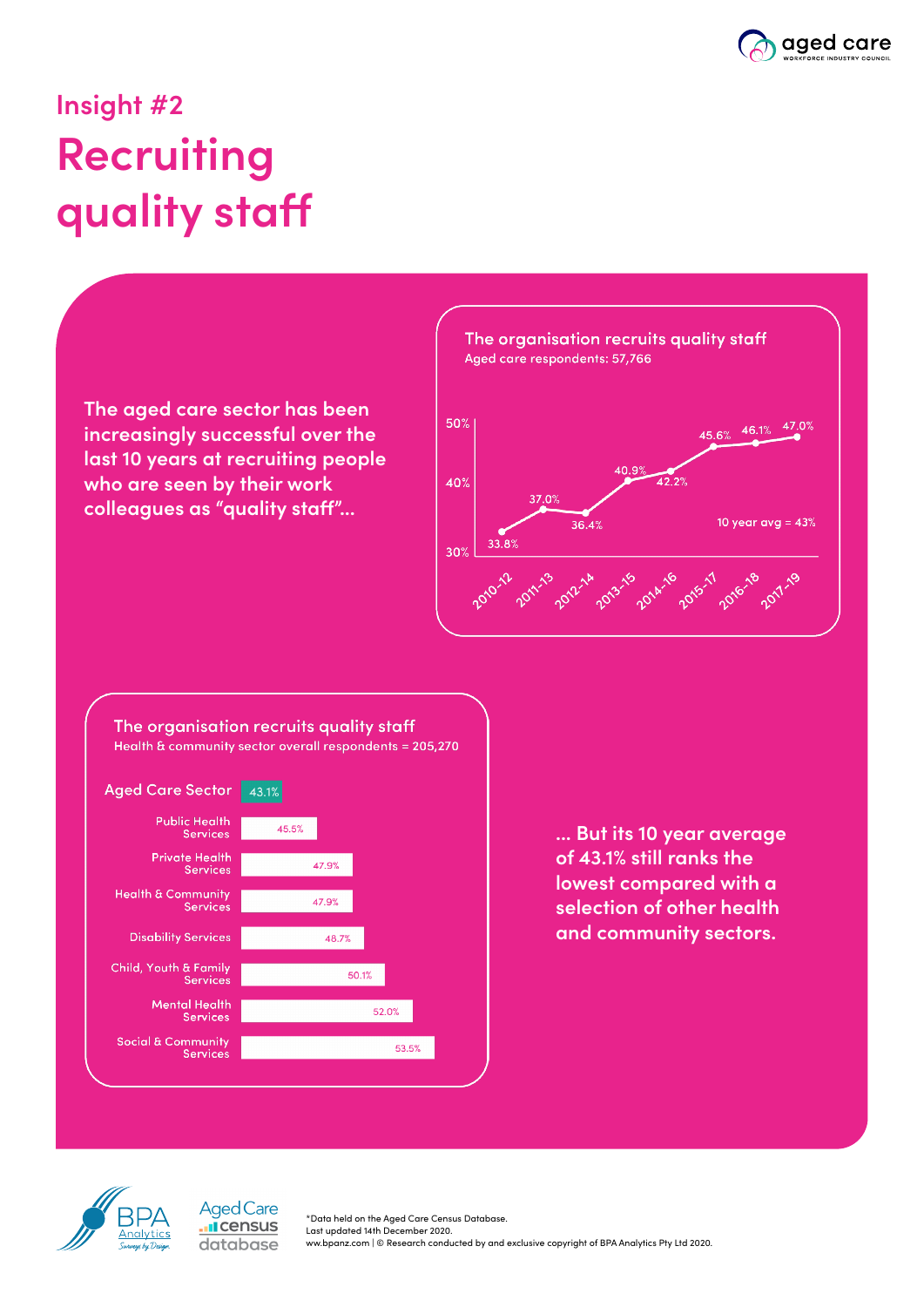# Insight #2

# Recruiting quality staff

The aged care sector has been increasingly successful over the last 10 years at recruiting people who are seen by their work colleagues as "quality staff"...

**The organisation recruits quality staff**
Aged care respondents: 57,766

| Period | % |
|---|---|
| 2010–12 | 33.8% |
| 2011–13 | 37.0% |
| 2012–14 | 36.4% |
| 2013–15 | 40.9% |
| 2014–16 | 42.2% |
| 2015–17 | 45.6% |
| 2016–18 | 46.1% |
| 2017–19 | 47.0% |

10 year avg = 43%

**The organisation recruits quality staff**
Health & community sector overall respondents = 205,270

| Sector | % |
|---|---|
| Aged Care Sector | 43.1% |
| Public Health Services | 45.5% |
| Private Health Services | 47.9% |
| Health & Community Services | 47.9% |
| Disability Services | 48.7% |
| Child, Youth & Family Services | 50.1% |
| Mental Health Services | 52.0% |
| Social & Community Services | 53.5% |

... But its 10 year average of 43.1% still ranks the lowest compared with a selection of other health and community sectors.

*Data held on the Aged Care Census Database.
Last updated 14th December 2020.
www.bpanz.com | © Research conducted by and exclusive copyright of BPA Analytics Pty Ltd 2020.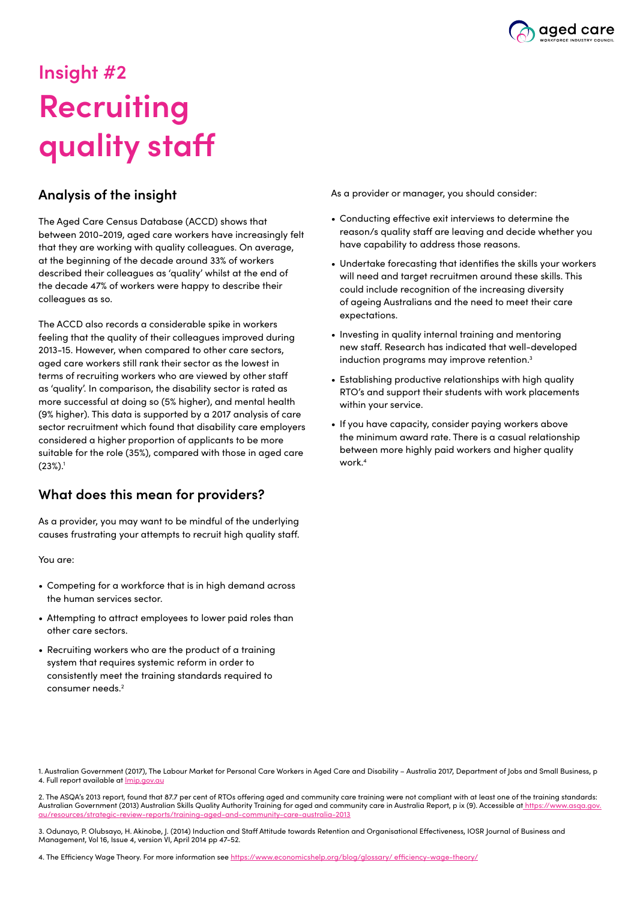# Insight #2

# Recruiting quality staff

## Analysis of the insight

The Aged Care Census Database (ACCD) shows that between 2010-2019, aged care workers have increasingly felt that they are working with quality colleagues. On average, at the beginning of the decade around 33% of workers described their colleagues as 'quality' whilst at the end of the decade 47% of workers were happy to describe their colleagues as so.

The ACCD also records a considerable spike in workers feeling that the quality of their colleagues improved during 2013-15. However, when compared to other care sectors, aged care workers still rank their sector as the lowest in terms of recruiting workers who are viewed by other staff as 'quality'. In comparison, the disability sector is rated as more successful at doing so (5% higher), and mental health (9% higher). This data is supported by a 2017 analysis of care sector recruitment which found that disability care employers considered a higher proportion of applicants to be more suitable for the role (35%), compared with those in aged care (23%).[1]

## What does this mean for providers?

As a provider, you may want to be mindful of the underlying causes frustrating your attempts to recruit high quality staff.

You are:

- Competing for a workforce that is in high demand across the human services sector.
- Attempting to attract employees to lower paid roles than other care sectors.
- Recruiting workers who are the product of a training system that requires systemic reform in order to consistently meet the training standards required to consumer needs.[2]

As a provider or manager, you should consider:

- Conducting effective exit interviews to determine the reason/s quality staff are leaving and decide whether you have capability to address those reasons.
- Undertake forecasting that identifies the skills your workers will need and target recruitmen around these skills. This could include recognition of the increasing diversity of ageing Australians and the need to meet their care expectations.
- Investing in quality internal training and mentoring new staff. Research has indicated that well-developed induction programs may improve retention.[3]
- Establishing productive relationships with high quality RTO's and support their students with work placements within your service.
- If you have capacity, consider paying workers above the minimum award rate. There is a casual relationship between more highly paid workers and higher quality work.[4]

1. Australian Government (2017), The Labour Market for Personal Care Workers in Aged Care and Disability – Australia 2017, Department of Jobs and Small Business, p 4. Full report available at lmip.gov.au

2. The ASQA's 2013 report, found that 87.7 per cent of RTOs offering aged and community care training were not compliant with at least one of the training standards: Australian Government (2013) Australian Skills Quality Authority Training for aged and community care in Australia Report, p ix (9). Accessible at https://www.asqa.gov.au/resources/strategic-review-reports/training-aged-and-community-care-australia-2013

3. Odunayo, P. Olubsayo, H. Akinobe, J. (2014) Induction and Staff Attitude towards Retention and Organisational Effectiveness, IOSR Journal of Business and Management, Vol 16, Issue 4, version VI, April 2014 pp 47-52.

4. The Efficiency Wage Theory. For more information see https://www.economicshelp.org/blog/glossary/ efficiency-wage-theory/